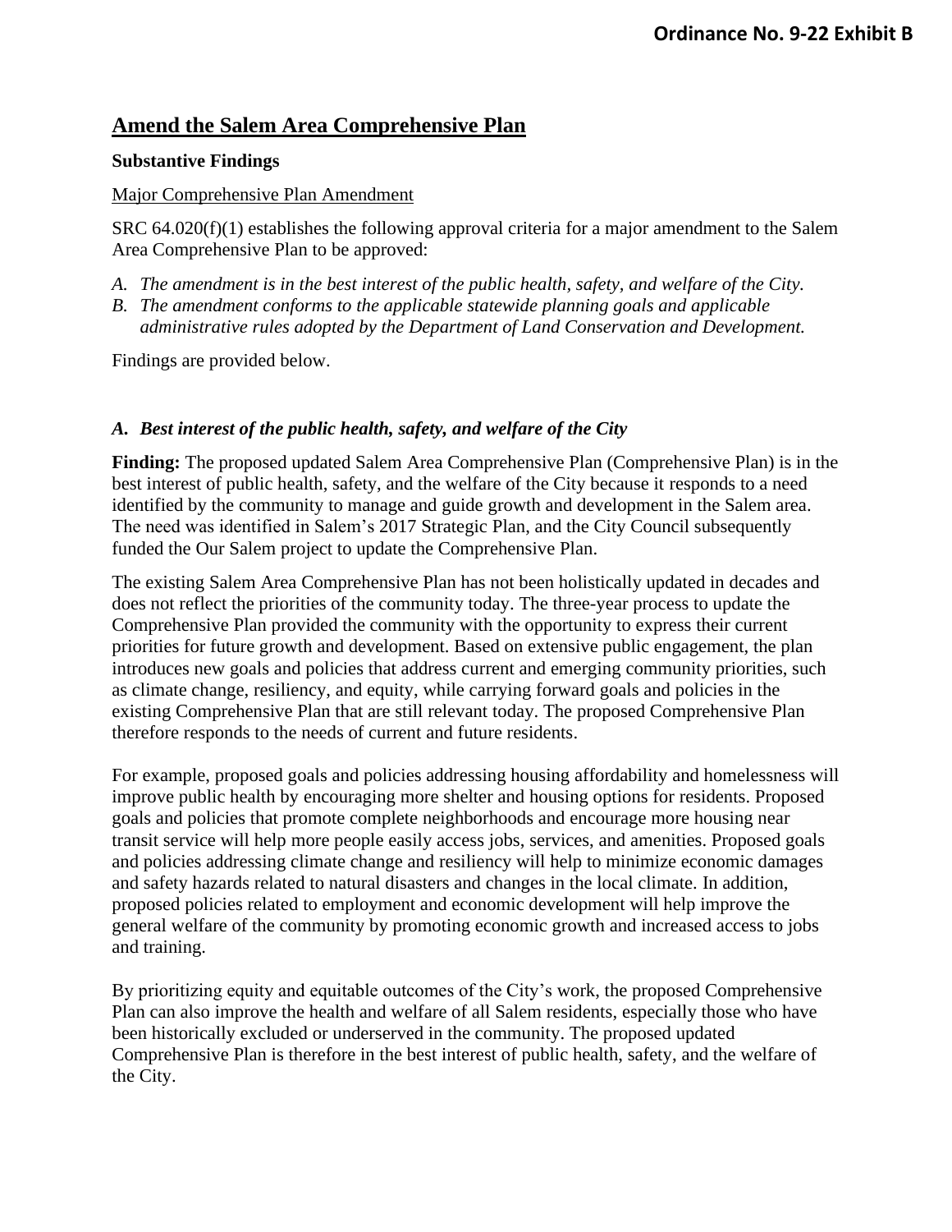**Ordinance No. 9-22 Exhibit B**

# Amend the Salem Area Comprehensive Plan

**Substantive Findings**

Major Comprehensive Plan Amendment

SRC 64.020(f)(1) establishes the following approval criteria for a major amendment to the Salem Area Comprehensive Plan to be approved:

*A. The amendment is in the best interest of the public health, safety, and welfare of the City.*
*B. The amendment conforms to the applicable statewide planning goals and applicable administrative rules adopted by the Department of Land Conservation and Development.*

Findings are provided below.

### *A. Best interest of the public health, safety, and welfare of the City*

**Finding:** The proposed updated Salem Area Comprehensive Plan (Comprehensive Plan) is in the best interest of public health, safety, and the welfare of the City because it responds to a need identified by the community to manage and guide growth and development in the Salem area. The need was identified in Salem's 2017 Strategic Plan, and the City Council subsequently funded the Our Salem project to update the Comprehensive Plan.

The existing Salem Area Comprehensive Plan has not been holistically updated in decades and does not reflect the priorities of the community today. The three-year process to update the Comprehensive Plan provided the community with the opportunity to express their current priorities for future growth and development. Based on extensive public engagement, the plan introduces new goals and policies that address current and emerging community priorities, such as climate change, resiliency, and equity, while carrying forward goals and policies in the existing Comprehensive Plan that are still relevant today. The proposed Comprehensive Plan therefore responds to the needs of current and future residents.

For example, proposed goals and policies addressing housing affordability and homelessness will improve public health by encouraging more shelter and housing options for residents. Proposed goals and policies that promote complete neighborhoods and encourage more housing near transit service will help more people easily access jobs, services, and amenities. Proposed goals and policies addressing climate change and resiliency will help to minimize economic damages and safety hazards related to natural disasters and changes in the local climate. In addition, proposed policies related to employment and economic development will help improve the general welfare of the community by promoting economic growth and increased access to jobs and training.

By prioritizing equity and equitable outcomes of the City's work, the proposed Comprehensive Plan can also improve the health and welfare of all Salem residents, especially those who have been historically excluded or underserved in the community. The proposed updated Comprehensive Plan is therefore in the best interest of public health, safety, and the welfare of the City.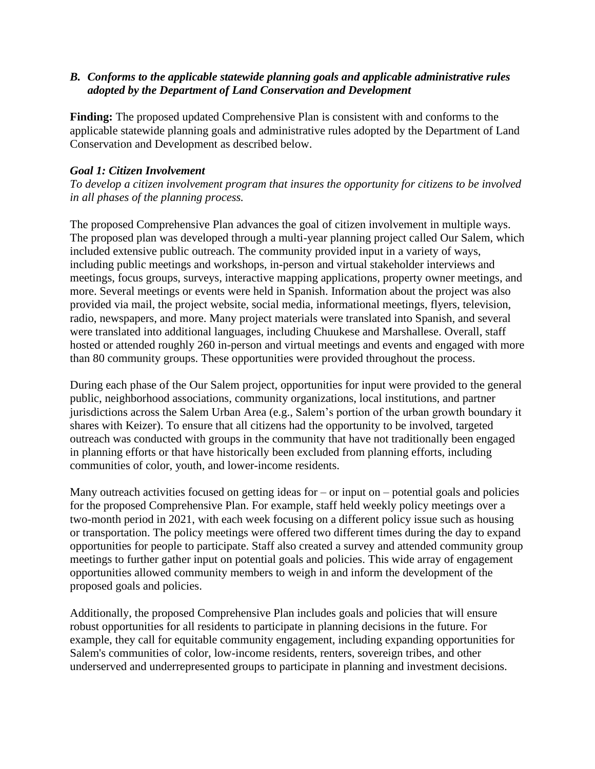### *B. Conforms to the applicable statewide planning goals and applicable administrative rules adopted by the Department of Land Conservation and Development*

**Finding:** The proposed updated Comprehensive Plan is consistent with and conforms to the applicable statewide planning goals and administrative rules adopted by the Department of Land Conservation and Development as described below.

***Goal 1: Citizen Involvement***

*To develop a citizen involvement program that insures the opportunity for citizens to be involved in all phases of the planning process.*

The proposed Comprehensive Plan advances the goal of citizen involvement in multiple ways. The proposed plan was developed through a multi-year planning project called Our Salem, which included extensive public outreach. The community provided input in a variety of ways, including public meetings and workshops, in-person and virtual stakeholder interviews and meetings, focus groups, surveys, interactive mapping applications, property owner meetings, and more. Several meetings or events were held in Spanish. Information about the project was also provided via mail, the project website, social media, informational meetings, flyers, television, radio, newspapers, and more. Many project materials were translated into Spanish, and several were translated into additional languages, including Chuukese and Marshallese. Overall, staff hosted or attended roughly 260 in-person and virtual meetings and events and engaged with more than 80 community groups. These opportunities were provided throughout the process.

During each phase of the Our Salem project, opportunities for input were provided to the general public, neighborhood associations, community organizations, local institutions, and partner jurisdictions across the Salem Urban Area (e.g., Salem's portion of the urban growth boundary it shares with Keizer). To ensure that all citizens had the opportunity to be involved, targeted outreach was conducted with groups in the community that have not traditionally been engaged in planning efforts or that have historically been excluded from planning efforts, including communities of color, youth, and lower-income residents.

Many outreach activities focused on getting ideas for – or input on – potential goals and policies for the proposed Comprehensive Plan. For example, staff held weekly policy meetings over a two-month period in 2021, with each week focusing on a different policy issue such as housing or transportation. The policy meetings were offered two different times during the day to expand opportunities for people to participate. Staff also created a survey and attended community group meetings to further gather input on potential goals and policies. This wide array of engagement opportunities allowed community members to weigh in and inform the development of the proposed goals and policies.

Additionally, the proposed Comprehensive Plan includes goals and policies that will ensure robust opportunities for all residents to participate in planning decisions in the future. For example, they call for equitable community engagement, including expanding opportunities for Salem's communities of color, low-income residents, renters, sovereign tribes, and other underserved and underrepresented groups to participate in planning and investment decisions.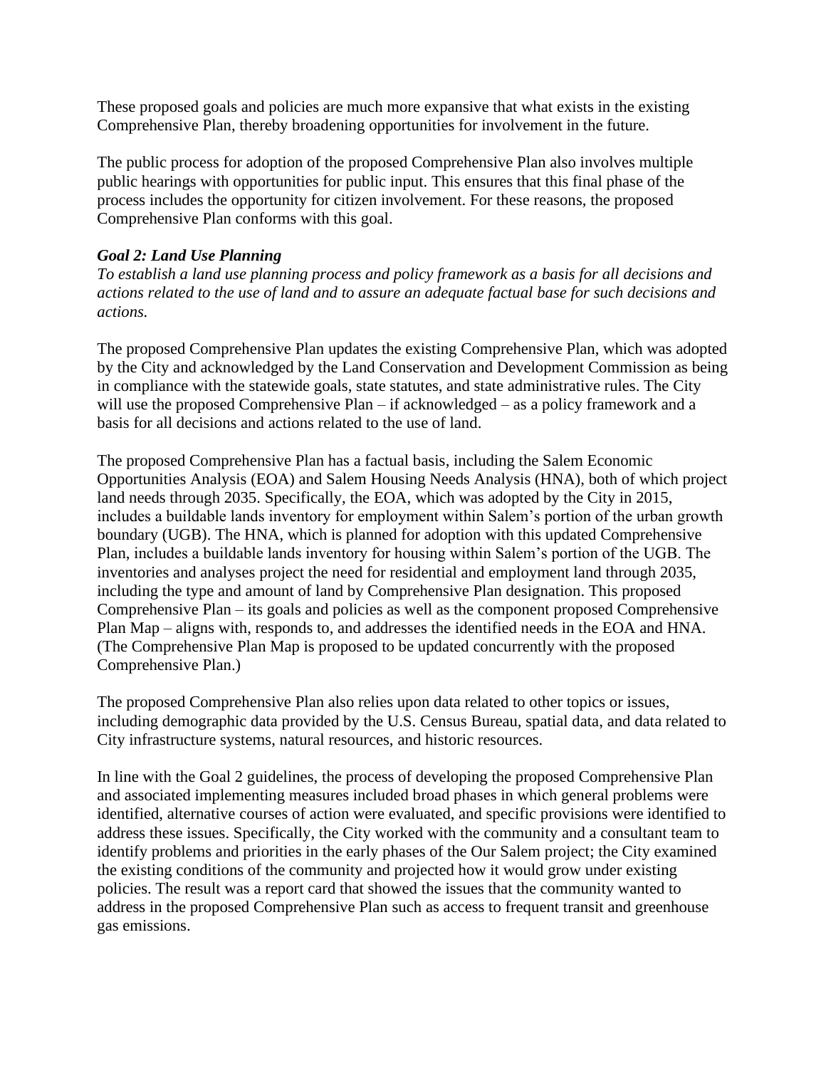These proposed goals and policies are much more expansive that what exists in the existing Comprehensive Plan, thereby broadening opportunities for involvement in the future.

The public process for adoption of the proposed Comprehensive Plan also involves multiple public hearings with opportunities for public input. This ensures that this final phase of the process includes the opportunity for citizen involvement. For these reasons, the proposed Comprehensive Plan conforms with this goal.

***Goal 2: Land Use Planning***

*To establish a land use planning process and policy framework as a basis for all decisions and actions related to the use of land and to assure an adequate factual base for such decisions and actions.*

The proposed Comprehensive Plan updates the existing Comprehensive Plan, which was adopted by the City and acknowledged by the Land Conservation and Development Commission as being in compliance with the statewide goals, state statutes, and state administrative rules. The City will use the proposed Comprehensive Plan – if acknowledged – as a policy framework and a basis for all decisions and actions related to the use of land.

The proposed Comprehensive Plan has a factual basis, including the Salem Economic Opportunities Analysis (EOA) and Salem Housing Needs Analysis (HNA), both of which project land needs through 2035. Specifically, the EOA, which was adopted by the City in 2015, includes a buildable lands inventory for employment within Salem's portion of the urban growth boundary (UGB). The HNA, which is planned for adoption with this updated Comprehensive Plan, includes a buildable lands inventory for housing within Salem's portion of the UGB. The inventories and analyses project the need for residential and employment land through 2035, including the type and amount of land by Comprehensive Plan designation. This proposed Comprehensive Plan – its goals and policies as well as the component proposed Comprehensive Plan Map – aligns with, responds to, and addresses the identified needs in the EOA and HNA. (The Comprehensive Plan Map is proposed to be updated concurrently with the proposed Comprehensive Plan.)

The proposed Comprehensive Plan also relies upon data related to other topics or issues, including demographic data provided by the U.S. Census Bureau, spatial data, and data related to City infrastructure systems, natural resources, and historic resources.

In line with the Goal 2 guidelines, the process of developing the proposed Comprehensive Plan and associated implementing measures included broad phases in which general problems were identified, alternative courses of action were evaluated, and specific provisions were identified to address these issues. Specifically, the City worked with the community and a consultant team to identify problems and priorities in the early phases of the Our Salem project; the City examined the existing conditions of the community and projected how it would grow under existing policies. The result was a report card that showed the issues that the community wanted to address in the proposed Comprehensive Plan such as access to frequent transit and greenhouse gas emissions.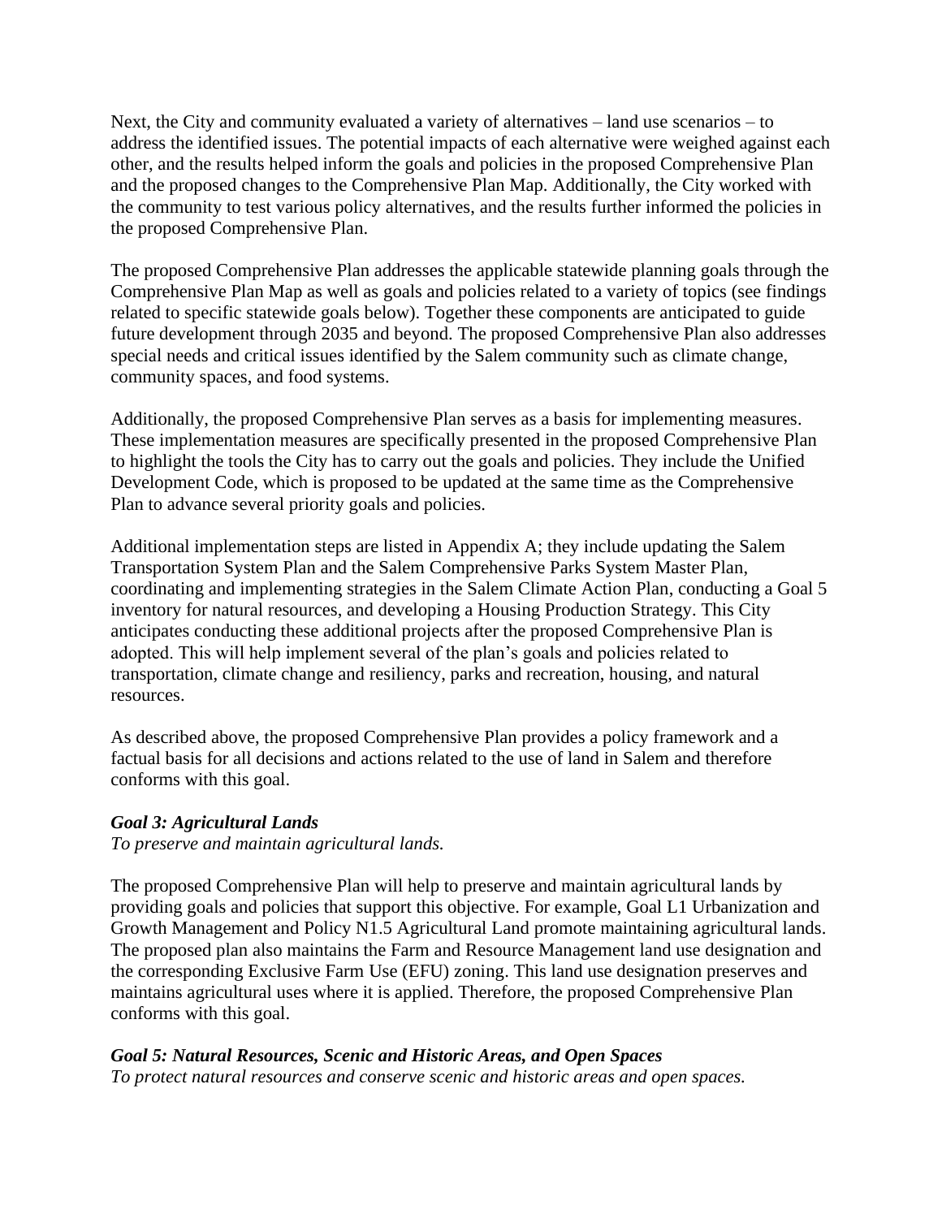Next, the City and community evaluated a variety of alternatives – land use scenarios – to address the identified issues. The potential impacts of each alternative were weighed against each other, and the results helped inform the goals and policies in the proposed Comprehensive Plan and the proposed changes to the Comprehensive Plan Map. Additionally, the City worked with the community to test various policy alternatives, and the results further informed the policies in the proposed Comprehensive Plan.

The proposed Comprehensive Plan addresses the applicable statewide planning goals through the Comprehensive Plan Map as well as goals and policies related to a variety of topics (see findings related to specific statewide goals below). Together these components are anticipated to guide future development through 2035 and beyond. The proposed Comprehensive Plan also addresses special needs and critical issues identified by the Salem community such as climate change, community spaces, and food systems.

Additionally, the proposed Comprehensive Plan serves as a basis for implementing measures. These implementation measures are specifically presented in the proposed Comprehensive Plan to highlight the tools the City has to carry out the goals and policies. They include the Unified Development Code, which is proposed to be updated at the same time as the Comprehensive Plan to advance several priority goals and policies.

Additional implementation steps are listed in Appendix A; they include updating the Salem Transportation System Plan and the Salem Comprehensive Parks System Master Plan, coordinating and implementing strategies in the Salem Climate Action Plan, conducting a Goal 5 inventory for natural resources, and developing a Housing Production Strategy. This City anticipates conducting these additional projects after the proposed Comprehensive Plan is adopted. This will help implement several of the plan's goals and policies related to transportation, climate change and resiliency, parks and recreation, housing, and natural resources.

As described above, the proposed Comprehensive Plan provides a policy framework and a factual basis for all decisions and actions related to the use of land in Salem and therefore conforms with this goal.

***Goal 3: Agricultural Lands***

*To preserve and maintain agricultural lands.*

The proposed Comprehensive Plan will help to preserve and maintain agricultural lands by providing goals and policies that support this objective. For example, Goal L1 Urbanization and Growth Management and Policy N1.5 Agricultural Land promote maintaining agricultural lands. The proposed plan also maintains the Farm and Resource Management land use designation and the corresponding Exclusive Farm Use (EFU) zoning. This land use designation preserves and maintains agricultural uses where it is applied. Therefore, the proposed Comprehensive Plan conforms with this goal.

***Goal 5: Natural Resources, Scenic and Historic Areas, and Open Spaces***

*To protect natural resources and conserve scenic and historic areas and open spaces.*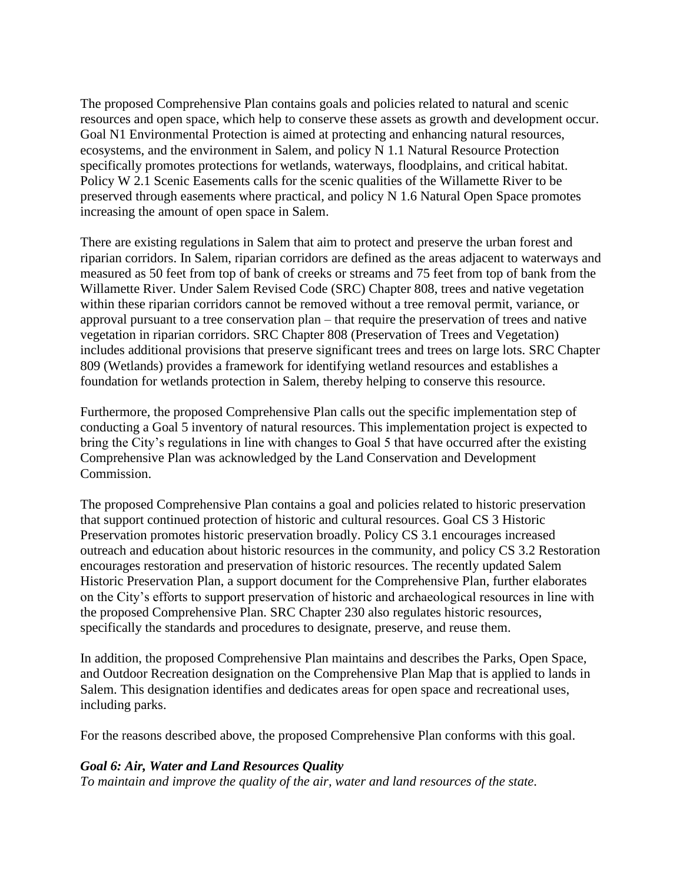The proposed Comprehensive Plan contains goals and policies related to natural and scenic resources and open space, which help to conserve these assets as growth and development occur. Goal N1 Environmental Protection is aimed at protecting and enhancing natural resources, ecosystems, and the environment in Salem, and policy N 1.1 Natural Resource Protection specifically promotes protections for wetlands, waterways, floodplains, and critical habitat. Policy W 2.1 Scenic Easements calls for the scenic qualities of the Willamette River to be preserved through easements where practical, and policy N 1.6 Natural Open Space promotes increasing the amount of open space in Salem.

There are existing regulations in Salem that aim to protect and preserve the urban forest and riparian corridors. In Salem, riparian corridors are defined as the areas adjacent to waterways and measured as 50 feet from top of bank of creeks or streams and 75 feet from top of bank from the Willamette River. Under Salem Revised Code (SRC) Chapter 808, trees and native vegetation within these riparian corridors cannot be removed without a tree removal permit, variance, or approval pursuant to a tree conservation plan – that require the preservation of trees and native vegetation in riparian corridors. SRC Chapter 808 (Preservation of Trees and Vegetation) includes additional provisions that preserve significant trees and trees on large lots. SRC Chapter 809 (Wetlands) provides a framework for identifying wetland resources and establishes a foundation for wetlands protection in Salem, thereby helping to conserve this resource.

Furthermore, the proposed Comprehensive Plan calls out the specific implementation step of conducting a Goal 5 inventory of natural resources. This implementation project is expected to bring the City's regulations in line with changes to Goal 5 that have occurred after the existing Comprehensive Plan was acknowledged by the Land Conservation and Development Commission.

The proposed Comprehensive Plan contains a goal and policies related to historic preservation that support continued protection of historic and cultural resources. Goal CS 3 Historic Preservation promotes historic preservation broadly. Policy CS 3.1 encourages increased outreach and education about historic resources in the community, and policy CS 3.2 Restoration encourages restoration and preservation of historic resources. The recently updated Salem Historic Preservation Plan, a support document for the Comprehensive Plan, further elaborates on the City's efforts to support preservation of historic and archaeological resources in line with the proposed Comprehensive Plan. SRC Chapter 230 also regulates historic resources, specifically the standards and procedures to designate, preserve, and reuse them.

In addition, the proposed Comprehensive Plan maintains and describes the Parks, Open Space, and Outdoor Recreation designation on the Comprehensive Plan Map that is applied to lands in Salem. This designation identifies and dedicates areas for open space and recreational uses, including parks.

For the reasons described above, the proposed Comprehensive Plan conforms with this goal.

***Goal 6: Air, Water and Land Resources Quality***

*To maintain and improve the quality of the air, water and land resources of the state.*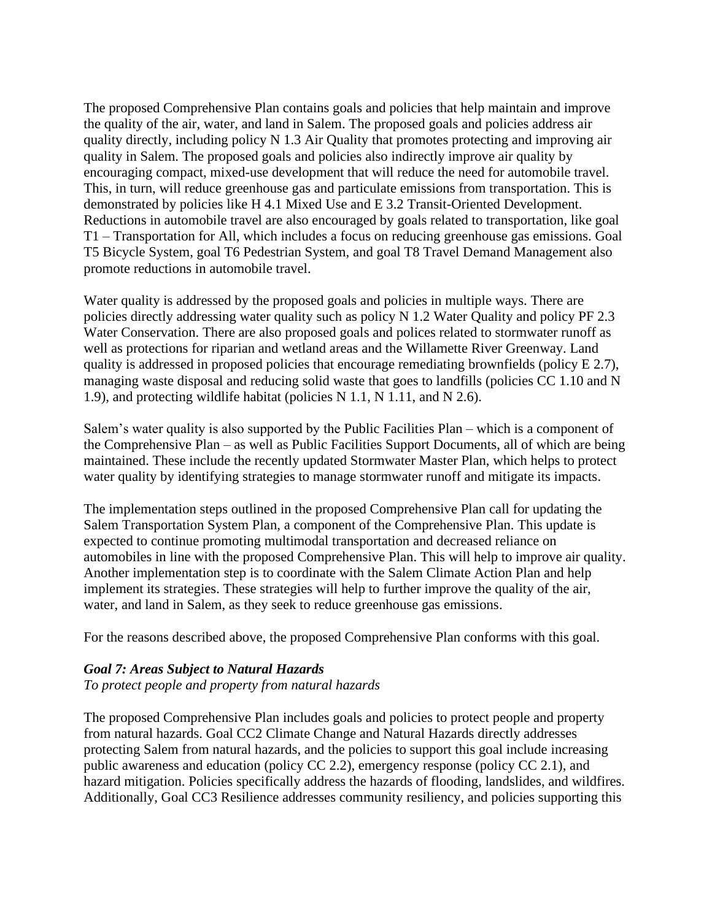The proposed Comprehensive Plan contains goals and policies that help maintain and improve the quality of the air, water, and land in Salem. The proposed goals and policies address air quality directly, including policy N 1.3 Air Quality that promotes protecting and improving air quality in Salem. The proposed goals and policies also indirectly improve air quality by encouraging compact, mixed-use development that will reduce the need for automobile travel. This, in turn, will reduce greenhouse gas and particulate emissions from transportation. This is demonstrated by policies like H 4.1 Mixed Use and E 3.2 Transit-Oriented Development. Reductions in automobile travel are also encouraged by goals related to transportation, like goal T1 – Transportation for All, which includes a focus on reducing greenhouse gas emissions. Goal T5 Bicycle System, goal T6 Pedestrian System, and goal T8 Travel Demand Management also promote reductions in automobile travel.

Water quality is addressed by the proposed goals and policies in multiple ways. There are policies directly addressing water quality such as policy N 1.2 Water Quality and policy PF 2.3 Water Conservation. There are also proposed goals and polices related to stormwater runoff as well as protections for riparian and wetland areas and the Willamette River Greenway. Land quality is addressed in proposed policies that encourage remediating brownfields (policy E 2.7), managing waste disposal and reducing solid waste that goes to landfills (policies CC 1.10 and N 1.9), and protecting wildlife habitat (policies N 1.1, N 1.11, and N 2.6).

Salem's water quality is also supported by the Public Facilities Plan – which is a component of the Comprehensive Plan – as well as Public Facilities Support Documents, all of which are being maintained. These include the recently updated Stormwater Master Plan, which helps to protect water quality by identifying strategies to manage stormwater runoff and mitigate its impacts.

The implementation steps outlined in the proposed Comprehensive Plan call for updating the Salem Transportation System Plan, a component of the Comprehensive Plan. This update is expected to continue promoting multimodal transportation and decreased reliance on automobiles in line with the proposed Comprehensive Plan. This will help to improve air quality. Another implementation step is to coordinate with the Salem Climate Action Plan and help implement its strategies. These strategies will help to further improve the quality of the air, water, and land in Salem, as they seek to reduce greenhouse gas emissions.

For the reasons described above, the proposed Comprehensive Plan conforms with this goal.

***Goal 7: Areas Subject to Natural Hazards***
*To protect people and property from natural hazards*

The proposed Comprehensive Plan includes goals and policies to protect people and property from natural hazards. Goal CC2 Climate Change and Natural Hazards directly addresses protecting Salem from natural hazards, and the policies to support this goal include increasing public awareness and education (policy CC 2.2), emergency response (policy CC 2.1), and hazard mitigation. Policies specifically address the hazards of flooding, landslides, and wildfires. Additionally, Goal CC3 Resilience addresses community resiliency, and policies supporting this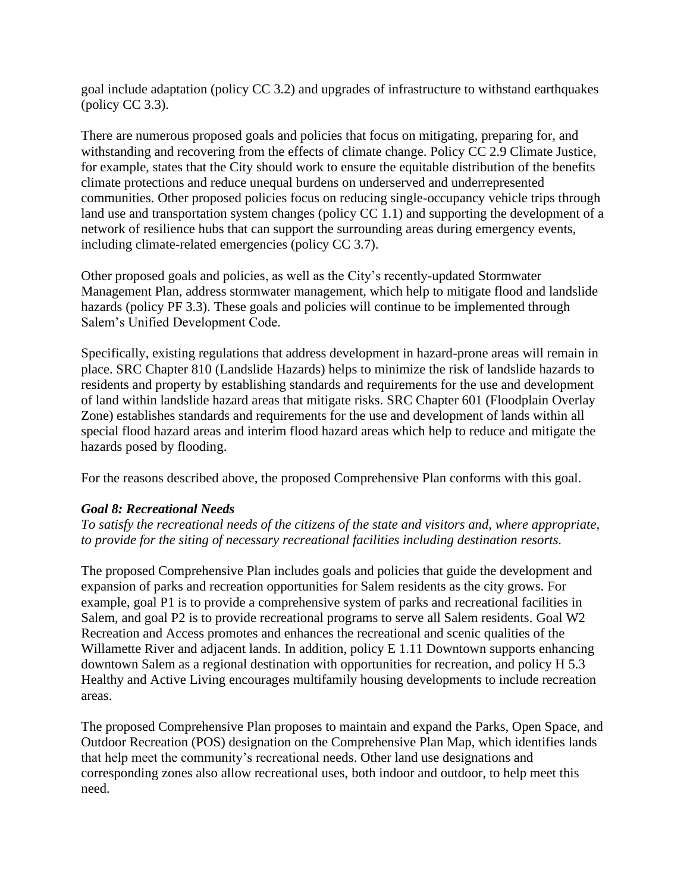goal include adaptation (policy CC 3.2) and upgrades of infrastructure to withstand earthquakes (policy CC 3.3).

There are numerous proposed goals and policies that focus on mitigating, preparing for, and withstanding and recovering from the effects of climate change. Policy CC 2.9 Climate Justice, for example, states that the City should work to ensure the equitable distribution of the benefits climate protections and reduce unequal burdens on underserved and underrepresented communities. Other proposed policies focus on reducing single-occupancy vehicle trips through land use and transportation system changes (policy CC 1.1) and supporting the development of a network of resilience hubs that can support the surrounding areas during emergency events, including climate-related emergencies (policy CC 3.7).

Other proposed goals and policies, as well as the City's recently-updated Stormwater Management Plan, address stormwater management, which help to mitigate flood and landslide hazards (policy PF 3.3). These goals and policies will continue to be implemented through Salem's Unified Development Code.

Specifically, existing regulations that address development in hazard-prone areas will remain in place. SRC Chapter 810 (Landslide Hazards) helps to minimize the risk of landslide hazards to residents and property by establishing standards and requirements for the use and development of land within landslide hazard areas that mitigate risks. SRC Chapter 601 (Floodplain Overlay Zone) establishes standards and requirements for the use and development of lands within all special flood hazard areas and interim flood hazard areas which help to reduce and mitigate the hazards posed by flooding.

For the reasons described above, the proposed Comprehensive Plan conforms with this goal.

***Goal 8: Recreational Needs***

*To satisfy the recreational needs of the citizens of the state and visitors and, where appropriate, to provide for the siting of necessary recreational facilities including destination resorts.*

The proposed Comprehensive Plan includes goals and policies that guide the development and expansion of parks and recreation opportunities for Salem residents as the city grows. For example, goal P1 is to provide a comprehensive system of parks and recreational facilities in Salem, and goal P2 is to provide recreational programs to serve all Salem residents. Goal W2 Recreation and Access promotes and enhances the recreational and scenic qualities of the Willamette River and adjacent lands. In addition, policy E 1.11 Downtown supports enhancing downtown Salem as a regional destination with opportunities for recreation, and policy H 5.3 Healthy and Active Living encourages multifamily housing developments to include recreation areas.

The proposed Comprehensive Plan proposes to maintain and expand the Parks, Open Space, and Outdoor Recreation (POS) designation on the Comprehensive Plan Map, which identifies lands that help meet the community's recreational needs. Other land use designations and corresponding zones also allow recreational uses, both indoor and outdoor, to help meet this need.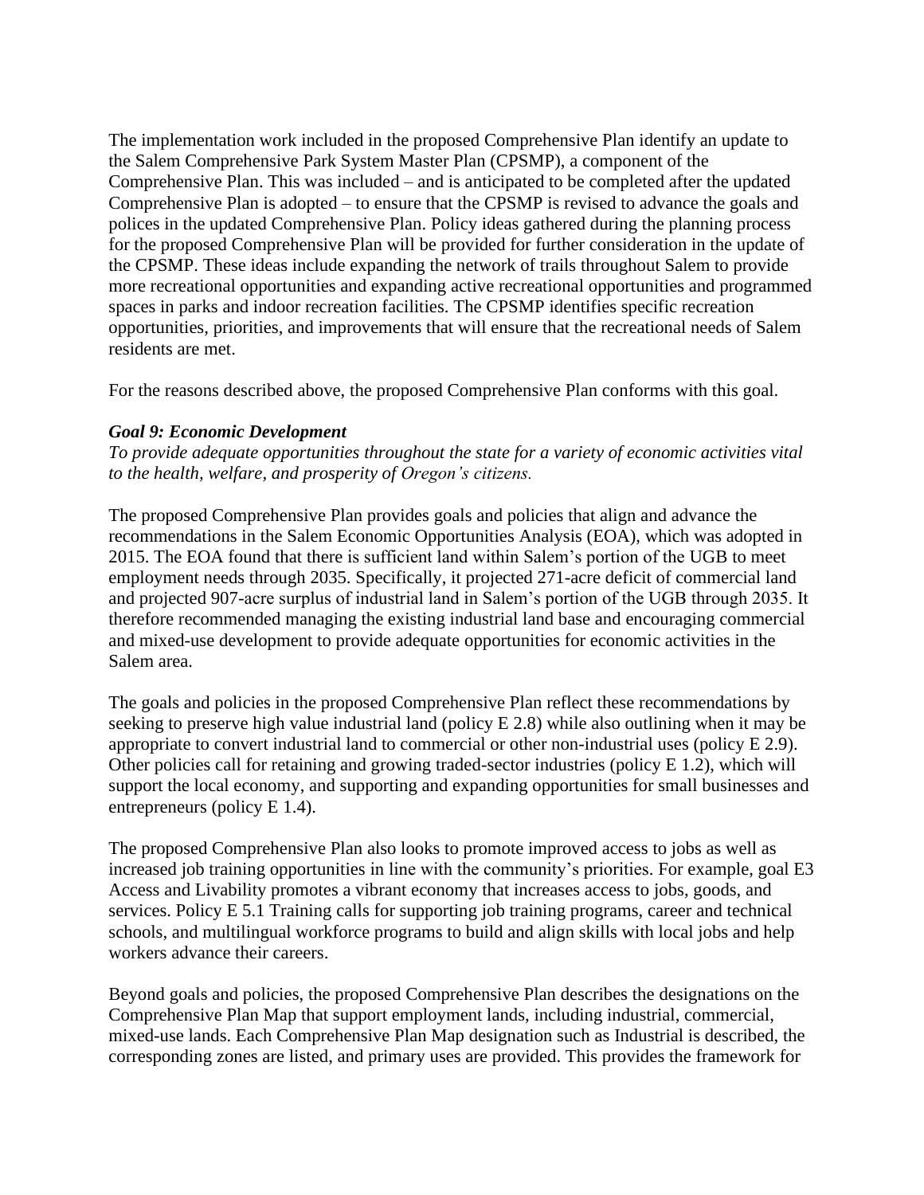The implementation work included in the proposed Comprehensive Plan identify an update to the Salem Comprehensive Park System Master Plan (CPSMP), a component of the Comprehensive Plan. This was included – and is anticipated to be completed after the updated Comprehensive Plan is adopted – to ensure that the CPSMP is revised to advance the goals and polices in the updated Comprehensive Plan. Policy ideas gathered during the planning process for the proposed Comprehensive Plan will be provided for further consideration in the update of the CPSMP. These ideas include expanding the network of trails throughout Salem to provide more recreational opportunities and expanding active recreational opportunities and programmed spaces in parks and indoor recreation facilities. The CPSMP identifies specific recreation opportunities, priorities, and improvements that will ensure that the recreational needs of Salem residents are met.

For the reasons described above, the proposed Comprehensive Plan conforms with this goal.

***Goal 9: Economic Development***

*To provide adequate opportunities throughout the state for a variety of economic activities vital to the health, welfare, and prosperity of Oregon's citizens.*

The proposed Comprehensive Plan provides goals and policies that align and advance the recommendations in the Salem Economic Opportunities Analysis (EOA), which was adopted in 2015. The EOA found that there is sufficient land within Salem's portion of the UGB to meet employment needs through 2035. Specifically, it projected 271-acre deficit of commercial land and projected 907-acre surplus of industrial land in Salem's portion of the UGB through 2035. It therefore recommended managing the existing industrial land base and encouraging commercial and mixed-use development to provide adequate opportunities for economic activities in the Salem area.

The goals and policies in the proposed Comprehensive Plan reflect these recommendations by seeking to preserve high value industrial land (policy E 2.8) while also outlining when it may be appropriate to convert industrial land to commercial or other non-industrial uses (policy E 2.9). Other policies call for retaining and growing traded-sector industries (policy E 1.2), which will support the local economy, and supporting and expanding opportunities for small businesses and entrepreneurs (policy E 1.4).

The proposed Comprehensive Plan also looks to promote improved access to jobs as well as increased job training opportunities in line with the community's priorities. For example, goal E3 Access and Livability promotes a vibrant economy that increases access to jobs, goods, and services. Policy E 5.1 Training calls for supporting job training programs, career and technical schools, and multilingual workforce programs to build and align skills with local jobs and help workers advance their careers.

Beyond goals and policies, the proposed Comprehensive Plan describes the designations on the Comprehensive Plan Map that support employment lands, including industrial, commercial, mixed-use lands. Each Comprehensive Plan Map designation such as Industrial is described, the corresponding zones are listed, and primary uses are provided. This provides the framework for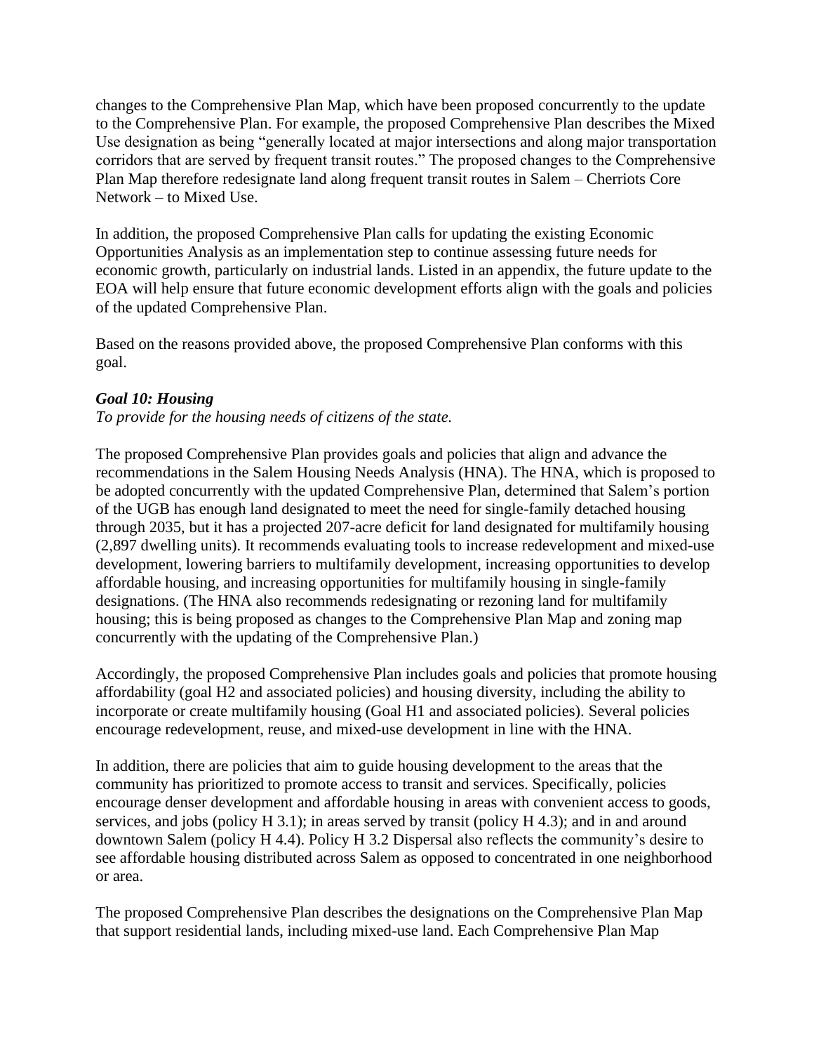changes to the Comprehensive Plan Map, which have been proposed concurrently to the update to the Comprehensive Plan. For example, the proposed Comprehensive Plan describes the Mixed Use designation as being "generally located at major intersections and along major transportation corridors that are served by frequent transit routes." The proposed changes to the Comprehensive Plan Map therefore redesignate land along frequent transit routes in Salem – Cherriots Core Network – to Mixed Use.

In addition, the proposed Comprehensive Plan calls for updating the existing Economic Opportunities Analysis as an implementation step to continue assessing future needs for economic growth, particularly on industrial lands. Listed in an appendix, the future update to the EOA will help ensure that future economic development efforts align with the goals and policies of the updated Comprehensive Plan.

Based on the reasons provided above, the proposed Comprehensive Plan conforms with this goal.

***Goal 10: Housing***

*To provide for the housing needs of citizens of the state.*

The proposed Comprehensive Plan provides goals and policies that align and advance the recommendations in the Salem Housing Needs Analysis (HNA). The HNA, which is proposed to be adopted concurrently with the updated Comprehensive Plan, determined that Salem's portion of the UGB has enough land designated to meet the need for single-family detached housing through 2035, but it has a projected 207-acre deficit for land designated for multifamily housing (2,897 dwelling units). It recommends evaluating tools to increase redevelopment and mixed-use development, lowering barriers to multifamily development, increasing opportunities to develop affordable housing, and increasing opportunities for multifamily housing in single-family designations. (The HNA also recommends redesignating or rezoning land for multifamily housing; this is being proposed as changes to the Comprehensive Plan Map and zoning map concurrently with the updating of the Comprehensive Plan.)

Accordingly, the proposed Comprehensive Plan includes goals and policies that promote housing affordability (goal H2 and associated policies) and housing diversity, including the ability to incorporate or create multifamily housing (Goal H1 and associated policies). Several policies encourage redevelopment, reuse, and mixed-use development in line with the HNA.

In addition, there are policies that aim to guide housing development to the areas that the community has prioritized to promote access to transit and services. Specifically, policies encourage denser development and affordable housing in areas with convenient access to goods, services, and jobs (policy H 3.1); in areas served by transit (policy H 4.3); and in and around downtown Salem (policy H 4.4). Policy H 3.2 Dispersal also reflects the community's desire to see affordable housing distributed across Salem as opposed to concentrated in one neighborhood or area.

The proposed Comprehensive Plan describes the designations on the Comprehensive Plan Map that support residential lands, including mixed-use land. Each Comprehensive Plan Map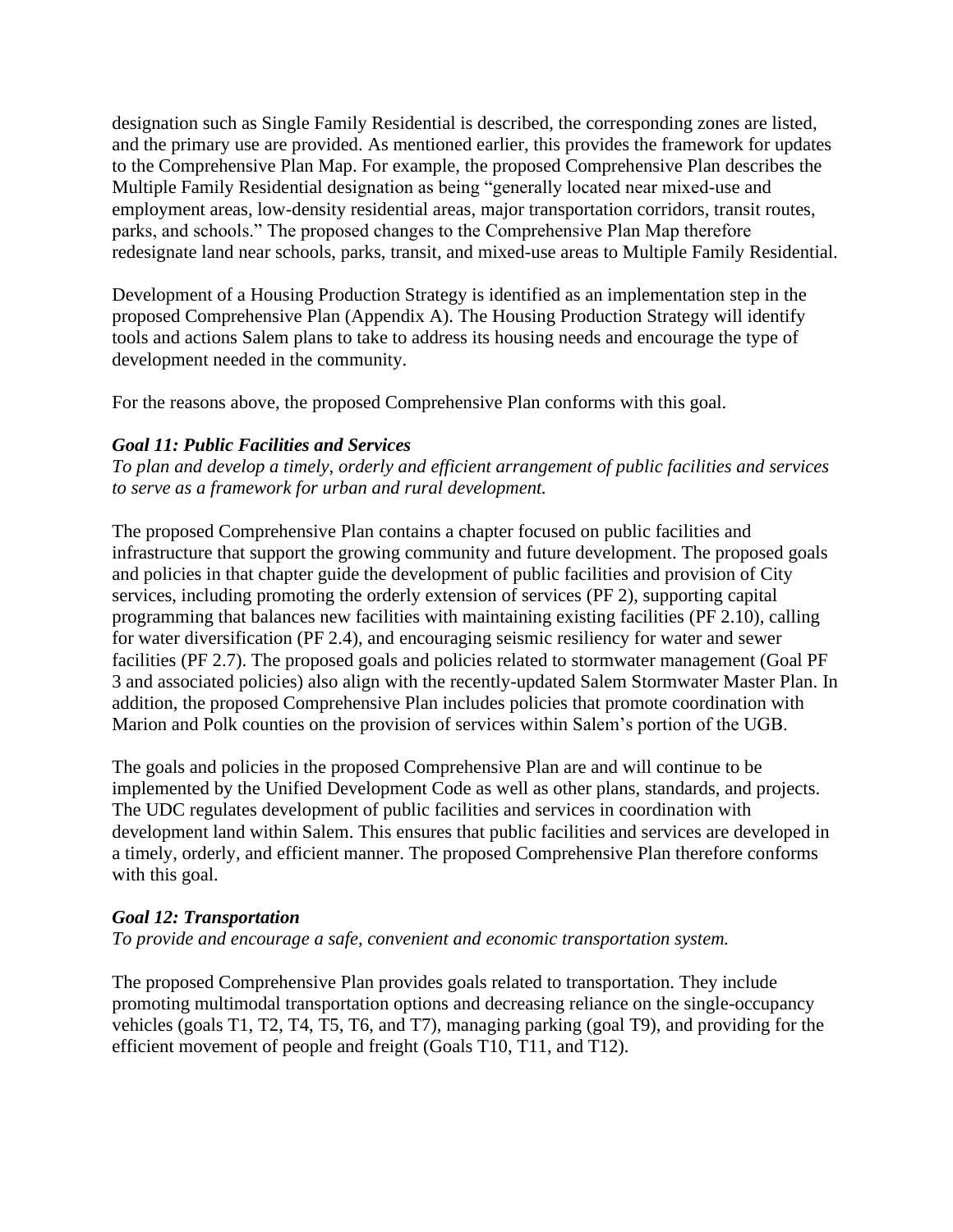designation such as Single Family Residential is described, the corresponding zones are listed, and the primary use are provided. As mentioned earlier, this provides the framework for updates to the Comprehensive Plan Map. For example, the proposed Comprehensive Plan describes the Multiple Family Residential designation as being "generally located near mixed-use and employment areas, low-density residential areas, major transportation corridors, transit routes, parks, and schools." The proposed changes to the Comprehensive Plan Map therefore redesignate land near schools, parks, transit, and mixed-use areas to Multiple Family Residential.

Development of a Housing Production Strategy is identified as an implementation step in the proposed Comprehensive Plan (Appendix A). The Housing Production Strategy will identify tools and actions Salem plans to take to address its housing needs and encourage the type of development needed in the community.

For the reasons above, the proposed Comprehensive Plan conforms with this goal.

***Goal 11: Public Facilities and Services***

*To plan and develop a timely, orderly and efficient arrangement of public facilities and services to serve as a framework for urban and rural development.*

The proposed Comprehensive Plan contains a chapter focused on public facilities and infrastructure that support the growing community and future development. The proposed goals and policies in that chapter guide the development of public facilities and provision of City services, including promoting the orderly extension of services (PF 2), supporting capital programming that balances new facilities with maintaining existing facilities (PF 2.10), calling for water diversification (PF 2.4), and encouraging seismic resiliency for water and sewer facilities (PF 2.7). The proposed goals and policies related to stormwater management (Goal PF 3 and associated policies) also align with the recently-updated Salem Stormwater Master Plan. In addition, the proposed Comprehensive Plan includes policies that promote coordination with Marion and Polk counties on the provision of services within Salem's portion of the UGB.

The goals and policies in the proposed Comprehensive Plan are and will continue to be implemented by the Unified Development Code as well as other plans, standards, and projects. The UDC regulates development of public facilities and services in coordination with development land within Salem. This ensures that public facilities and services are developed in a timely, orderly, and efficient manner. The proposed Comprehensive Plan therefore conforms with this goal.

***Goal 12: Transportation***

*To provide and encourage a safe, convenient and economic transportation system.*

The proposed Comprehensive Plan provides goals related to transportation. They include promoting multimodal transportation options and decreasing reliance on the single-occupancy vehicles (goals T1, T2, T4, T5, T6, and T7), managing parking (goal T9), and providing for the efficient movement of people and freight (Goals T10, T11, and T12).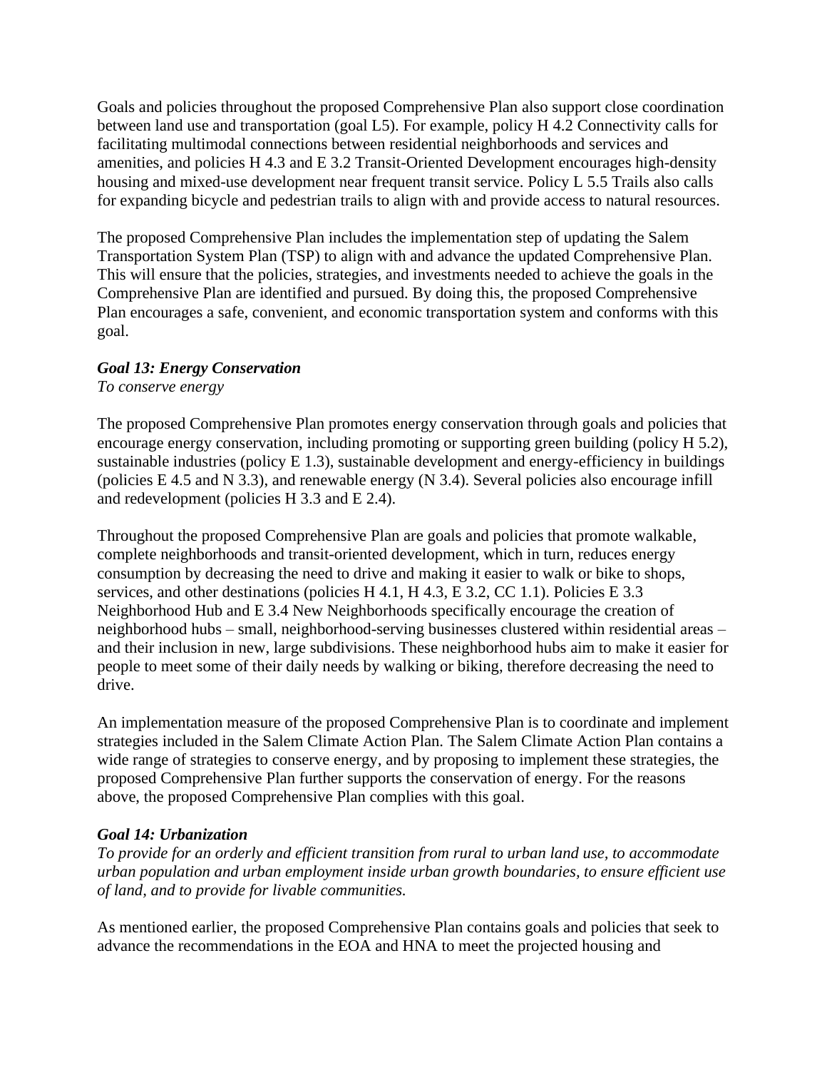Goals and policies throughout the proposed Comprehensive Plan also support close coordination between land use and transportation (goal L5). For example, policy H 4.2 Connectivity calls for facilitating multimodal connections between residential neighborhoods and services and amenities, and policies H 4.3 and E 3.2 Transit-Oriented Development encourages high-density housing and mixed-use development near frequent transit service. Policy L 5.5 Trails also calls for expanding bicycle and pedestrian trails to align with and provide access to natural resources.

The proposed Comprehensive Plan includes the implementation step of updating the Salem Transportation System Plan (TSP) to align with and advance the updated Comprehensive Plan. This will ensure that the policies, strategies, and investments needed to achieve the goals in the Comprehensive Plan are identified and pursued. By doing this, the proposed Comprehensive Plan encourages a safe, convenient, and economic transportation system and conforms with this goal.

***Goal 13: Energy Conservation***

*To conserve energy*

The proposed Comprehensive Plan promotes energy conservation through goals and policies that encourage energy conservation, including promoting or supporting green building (policy H 5.2), sustainable industries (policy E 1.3), sustainable development and energy-efficiency in buildings (policies E 4.5 and N 3.3), and renewable energy (N 3.4). Several policies also encourage infill and redevelopment (policies H 3.3 and E 2.4).

Throughout the proposed Comprehensive Plan are goals and policies that promote walkable, complete neighborhoods and transit-oriented development, which in turn, reduces energy consumption by decreasing the need to drive and making it easier to walk or bike to shops, services, and other destinations (policies H 4.1, H 4.3, E 3.2, CC 1.1). Policies E 3.3 Neighborhood Hub and E 3.4 New Neighborhoods specifically encourage the creation of neighborhood hubs – small, neighborhood-serving businesses clustered within residential areas – and their inclusion in new, large subdivisions. These neighborhood hubs aim to make it easier for people to meet some of their daily needs by walking or biking, therefore decreasing the need to drive.

An implementation measure of the proposed Comprehensive Plan is to coordinate and implement strategies included in the Salem Climate Action Plan. The Salem Climate Action Plan contains a wide range of strategies to conserve energy, and by proposing to implement these strategies, the proposed Comprehensive Plan further supports the conservation of energy. For the reasons above, the proposed Comprehensive Plan complies with this goal.

***Goal 14: Urbanization***

*To provide for an orderly and efficient transition from rural to urban land use, to accommodate urban population and urban employment inside urban growth boundaries, to ensure efficient use of land, and to provide for livable communities.*

As mentioned earlier, the proposed Comprehensive Plan contains goals and policies that seek to advance the recommendations in the EOA and HNA to meet the projected housing and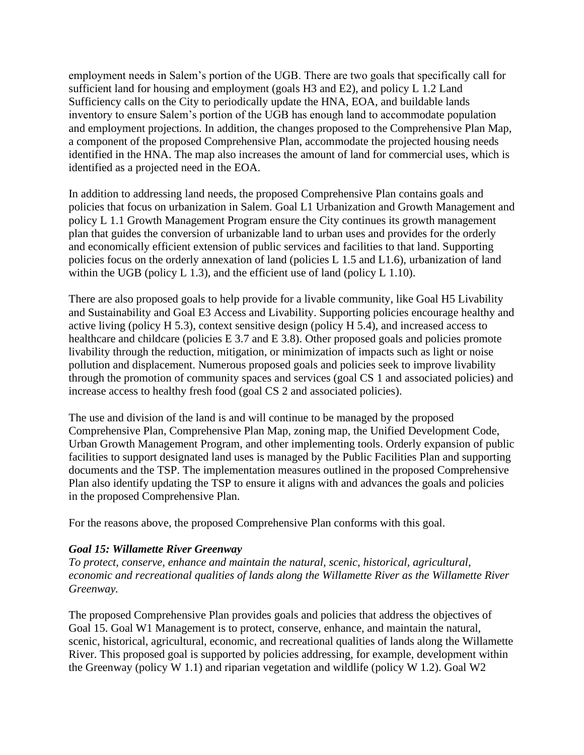employment needs in Salem's portion of the UGB. There are two goals that specifically call for sufficient land for housing and employment (goals H3 and E2), and policy L 1.2 Land Sufficiency calls on the City to periodically update the HNA, EOA, and buildable lands inventory to ensure Salem's portion of the UGB has enough land to accommodate population and employment projections. In addition, the changes proposed to the Comprehensive Plan Map, a component of the proposed Comprehensive Plan, accommodate the projected housing needs identified in the HNA. The map also increases the amount of land for commercial uses, which is identified as a projected need in the EOA.

In addition to addressing land needs, the proposed Comprehensive Plan contains goals and policies that focus on urbanization in Salem. Goal L1 Urbanization and Growth Management and policy L 1.1 Growth Management Program ensure the City continues its growth management plan that guides the conversion of urbanizable land to urban uses and provides for the orderly and economically efficient extension of public services and facilities to that land. Supporting policies focus on the orderly annexation of land (policies L 1.5 and L1.6), urbanization of land within the UGB (policy L 1.3), and the efficient use of land (policy L 1.10).

There are also proposed goals to help provide for a livable community, like Goal H5 Livability and Sustainability and Goal E3 Access and Livability. Supporting policies encourage healthy and active living (policy H 5.3), context sensitive design (policy H 5.4), and increased access to healthcare and childcare (policies E 3.7 and E 3.8). Other proposed goals and policies promote livability through the reduction, mitigation, or minimization of impacts such as light or noise pollution and displacement. Numerous proposed goals and policies seek to improve livability through the promotion of community spaces and services (goal CS 1 and associated policies) and increase access to healthy fresh food (goal CS 2 and associated policies).

The use and division of the land is and will continue to be managed by the proposed Comprehensive Plan, Comprehensive Plan Map, zoning map, the Unified Development Code, Urban Growth Management Program, and other implementing tools. Orderly expansion of public facilities to support designated land uses is managed by the Public Facilities Plan and supporting documents and the TSP. The implementation measures outlined in the proposed Comprehensive Plan also identify updating the TSP to ensure it aligns with and advances the goals and policies in the proposed Comprehensive Plan.

For the reasons above, the proposed Comprehensive Plan conforms with this goal.

***Goal 15: Willamette River Greenway***

*To protect, conserve, enhance and maintain the natural, scenic, historical, agricultural, economic and recreational qualities of lands along the Willamette River as the Willamette River Greenway.*

The proposed Comprehensive Plan provides goals and policies that address the objectives of Goal 15. Goal W1 Management is to protect, conserve, enhance, and maintain the natural, scenic, historical, agricultural, economic, and recreational qualities of lands along the Willamette River. This proposed goal is supported by policies addressing, for example, development within the Greenway (policy W 1.1) and riparian vegetation and wildlife (policy W 1.2). Goal W2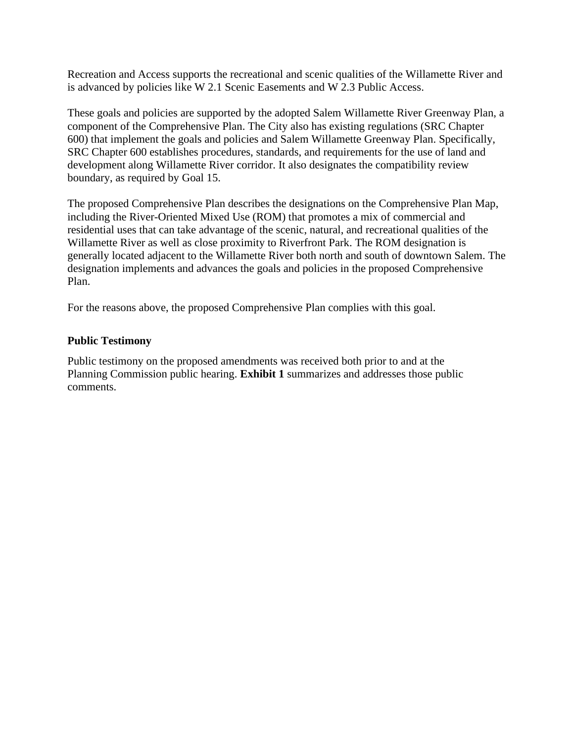Recreation and Access supports the recreational and scenic qualities of the Willamette River and is advanced by policies like W 2.1 Scenic Easements and W 2.3 Public Access.

These goals and policies are supported by the adopted Salem Willamette River Greenway Plan, a component of the Comprehensive Plan. The City also has existing regulations (SRC Chapter 600) that implement the goals and policies and Salem Willamette Greenway Plan. Specifically, SRC Chapter 600 establishes procedures, standards, and requirements for the use of land and development along Willamette River corridor. It also designates the compatibility review boundary, as required by Goal 15.

The proposed Comprehensive Plan describes the designations on the Comprehensive Plan Map, including the River-Oriented Mixed Use (ROM) that promotes a mix of commercial and residential uses that can take advantage of the scenic, natural, and recreational qualities of the Willamette River as well as close proximity to Riverfront Park. The ROM designation is generally located adjacent to the Willamette River both north and south of downtown Salem. The designation implements and advances the goals and policies in the proposed Comprehensive Plan.

For the reasons above, the proposed Comprehensive Plan complies with this goal.

**Public Testimony**

Public testimony on the proposed amendments was received both prior to and at the Planning Commission public hearing. **Exhibit 1** summarizes and addresses those public comments.